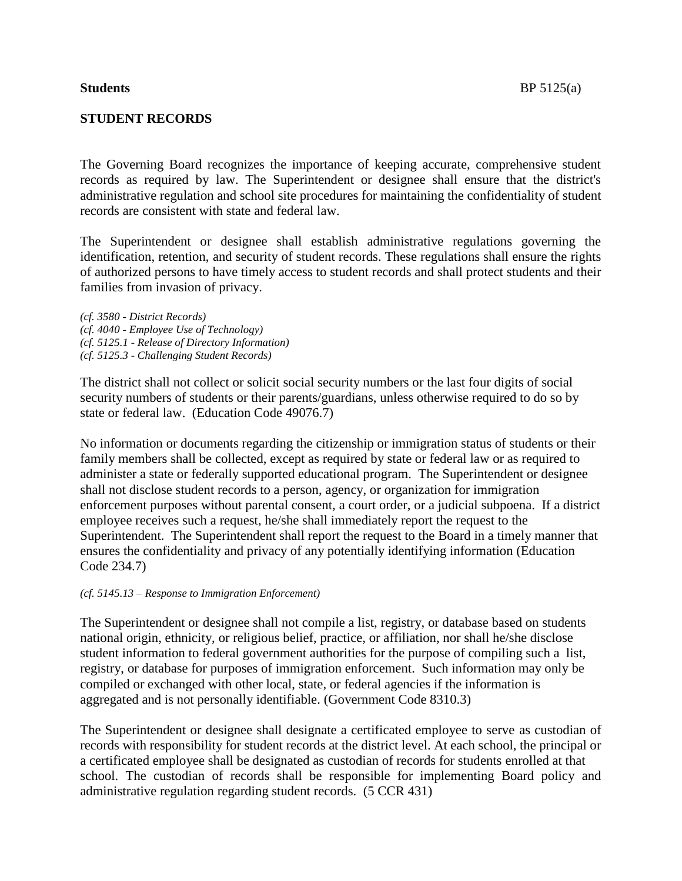**Students** BP 5125(a)

## STUDENT RECORDS

The Governing Board recognizes the importance of keeping accurate, comprehensive student records as required by law. The Superintendent or designee shall ensure that the district's administrative regulation and school site procedures for maintaining the confidentiality of student records are consistent with state and federal law.

The Superintendent or designee shall establish administrative regulations governing the identification, retention, and security of student records. These regulations shall ensure the rights of authorized persons to have timely access to student records and shall protect students and their families from invasion of privacy.

*(cf. 3580 - District Records)*
*(cf. 4040 - Employee Use of Technology)*
*(cf. 5125.1 - Release of Directory Information)*
*(cf. 5125.3 - Challenging Student Records)*

The district shall not collect or solicit social security numbers or the last four digits of social security numbers of students or their parents/guardians, unless otherwise required to do so by state or federal law. (Education Code 49076.7)

No information or documents regarding the citizenship or immigration status of students or their family members shall be collected, except as required by state or federal law or as required to administer a state or federally supported educational program. The Superintendent or designee shall not disclose student records to a person, agency, or organization for immigration enforcement purposes without parental consent, a court order, or a judicial subpoena. If a district employee receives such a request, he/she shall immediately report the request to the Superintendent. The Superintendent shall report the request to the Board in a timely manner that ensures the confidentiality and privacy of any potentially identifying information (Education Code 234.7)

*(cf. 5145.13 – Response to Immigration Enforcement)*

The Superintendent or designee shall not compile a list, registry, or database based on students national origin, ethnicity, or religious belief, practice, or affiliation, nor shall he/she disclose student information to federal government authorities for the purpose of compiling such a list, registry, or database for purposes of immigration enforcement. Such information may only be compiled or exchanged with other local, state, or federal agencies if the information is aggregated and is not personally identifiable. (Government Code 8310.3)

The Superintendent or designee shall designate a certificated employee to serve as custodian of records with responsibility for student records at the district level. At each school, the principal or a certificated employee shall be designated as custodian of records for students enrolled at that school. The custodian of records shall be responsible for implementing Board policy and administrative regulation regarding student records. (5 CCR 431)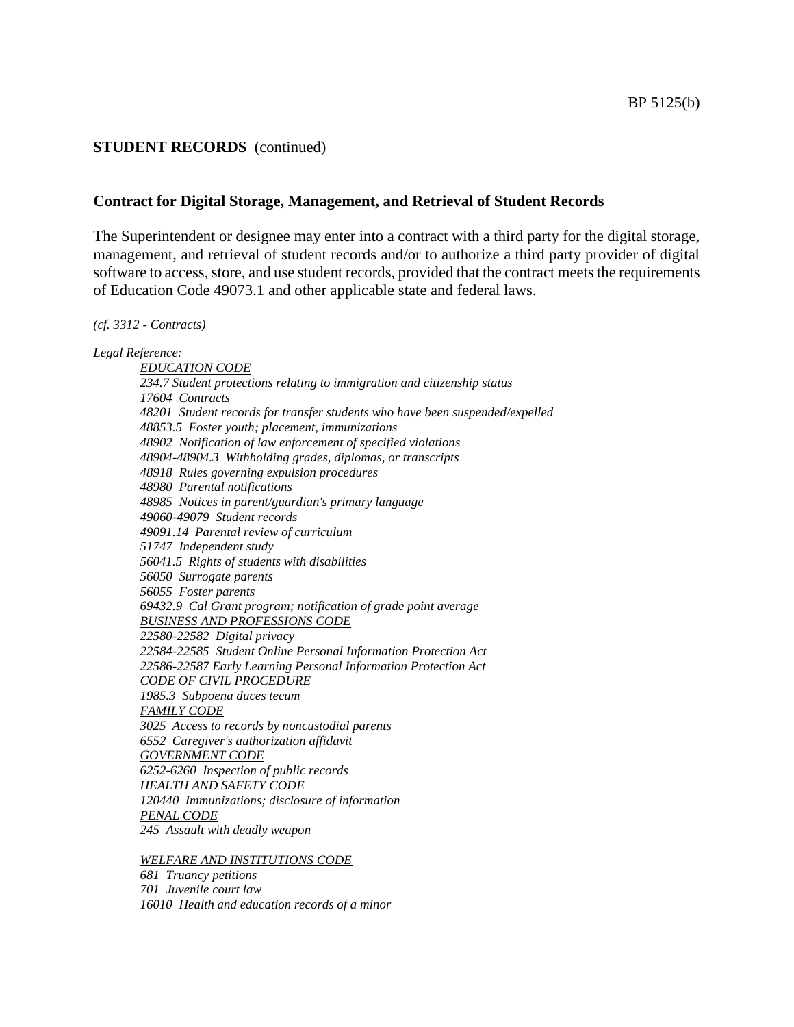**STUDENT RECORDS** (continued)

**Contract for Digital Storage, Management, and Retrieval of Student Records**

The Superintendent or designee may enter into a contract with a third party for the digital storage, management, and retrieval of student records and/or to authorize a third party provider of digital software to access, store, and use student records, provided that the contract meets the requirements of Education Code 49073.1 and other applicable state and federal laws.

*(cf. 3312 - Contracts)*

*Legal Reference:*

*EDUCATION CODE*
*234.7 Student protections relating to immigration and citizenship status*
*17604 Contracts*
*48201 Student records for transfer students who have been suspended/expelled*
*48853.5 Foster youth; placement, immunizations*
*48902 Notification of law enforcement of specified violations*
*48904-48904.3 Withholding grades, diplomas, or transcripts*
*48918 Rules governing expulsion procedures*
*48980 Parental notifications*
*48985 Notices in parent/guardian's primary language*
*49060-49079 Student records*
*49091.14 Parental review of curriculum*
*51747 Independent study*
*56041.5 Rights of students with disabilities*
*56050 Surrogate parents*
*56055 Foster parents*
*69432.9 Cal Grant program; notification of grade point average*

*BUSINESS AND PROFESSIONS CODE*
*22580-22582 Digital privacy*
*22584-22585 Student Online Personal Information Protection Act*
*22586-22587 Early Learning Personal Information Protection Act*

*CODE OF CIVIL PROCEDURE*
*1985.3 Subpoena duces tecum*

*FAMILY CODE*
*3025 Access to records by noncustodial parents*
*6552 Caregiver's authorization affidavit*

*GOVERNMENT CODE*
*6252-6260 Inspection of public records*

*HEALTH AND SAFETY CODE*
*120440 Immunizations; disclosure of information*

*PENAL CODE*
*245 Assault with deadly weapon*

*WELFARE AND INSTITUTIONS CODE*
*681 Truancy petitions*
*701 Juvenile court law*
*16010 Health and education records of a minor*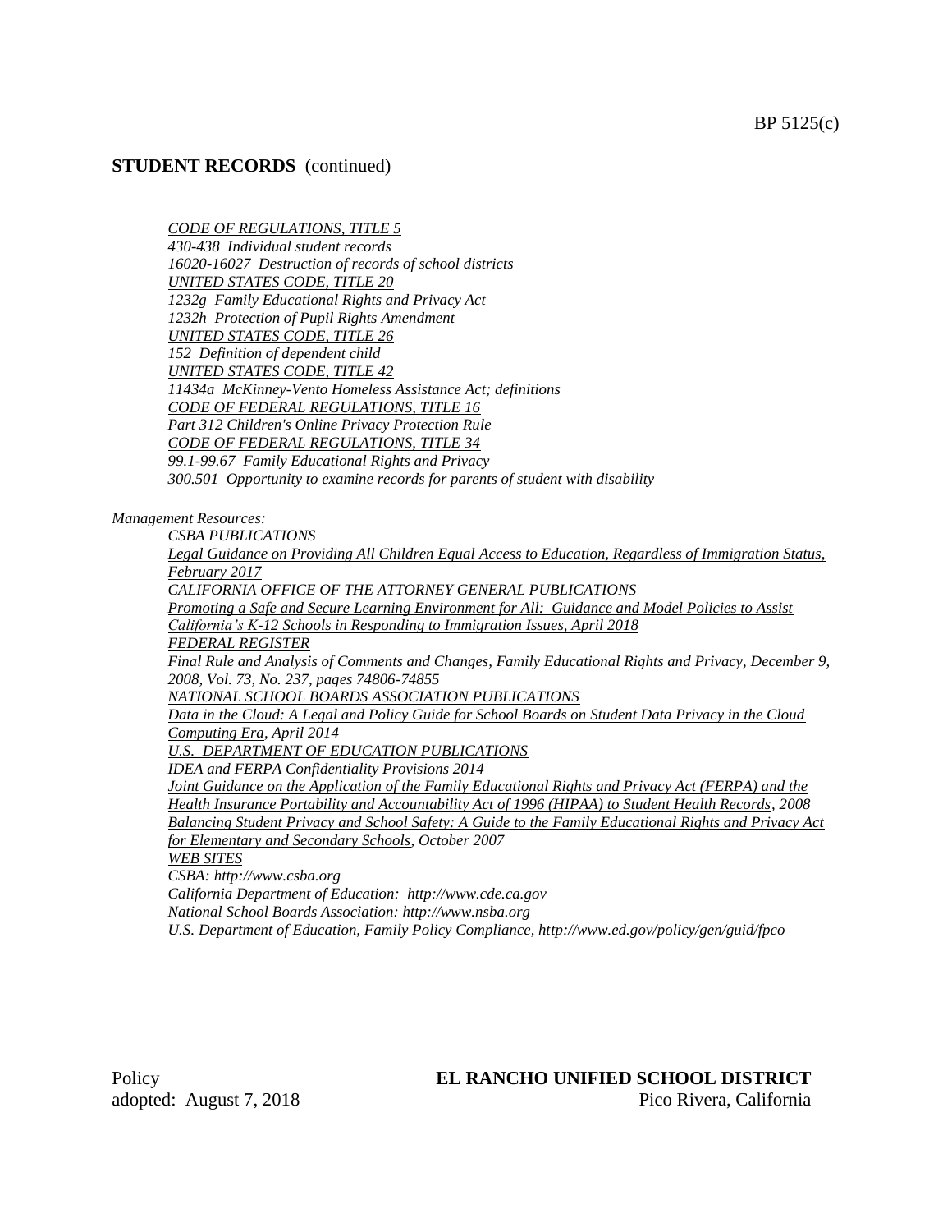## STUDENT RECORDS (continued)

*CODE OF REGULATIONS, TITLE 5*
*430-438 Individual student records*
*16020-16027 Destruction of records of school districts*
*UNITED STATES CODE, TITLE 20*
*1232g Family Educational Rights and Privacy Act*
*1232h Protection of Pupil Rights Amendment*
*UNITED STATES CODE, TITLE 26*
*152 Definition of dependent child*
*UNITED STATES CODE, TITLE 42*
*11434a McKinney-Vento Homeless Assistance Act; definitions*
*CODE OF FEDERAL REGULATIONS, TITLE 16*
*Part 312 Children's Online Privacy Protection Rule*
*CODE OF FEDERAL REGULATIONS, TITLE 34*
*99.1-99.67 Family Educational Rights and Privacy*
*300.501 Opportunity to examine records for parents of student with disability*

*Management Resources:*

*CSBA PUBLICATIONS*
*Legal Guidance on Providing All Children Equal Access to Education, Regardless of Immigration Status, February 2017*
*CALIFORNIA OFFICE OF THE ATTORNEY GENERAL PUBLICATIONS*
*Promoting a Safe and Secure Learning Environment for All: Guidance and Model Policies to Assist California's K-12 Schools in Responding to Immigration Issues, April 2018*
*FEDERAL REGISTER*
*Final Rule and Analysis of Comments and Changes, Family Educational Rights and Privacy, December 9, 2008, Vol. 73, No. 237, pages 74806-74855*
*NATIONAL SCHOOL BOARDS ASSOCIATION PUBLICATIONS*
*Data in the Cloud: A Legal and Policy Guide for School Boards on Student Data Privacy in the Cloud Computing Era, April 2014*
*U.S. DEPARTMENT OF EDUCATION PUBLICATIONS*
*IDEA and FERPA Confidentiality Provisions 2014*
*Joint Guidance on the Application of the Family Educational Rights and Privacy Act (FERPA) and the Health Insurance Portability and Accountability Act of 1996 (HIPAA) to Student Health Records, 2008*
*Balancing Student Privacy and School Safety: A Guide to the Family Educational Rights and Privacy Act for Elementary and Secondary Schools, October 2007*
*WEB SITES*
*CSBA: http://www.csba.org*
*California Department of Education: http://www.cde.ca.gov*
*National School Boards Association: http://www.nsba.org*
*U.S. Department of Education, Family Policy Compliance, http://www.ed.gov/policy/gen/guid/fpco*

Policy
adopted: August 7, 2018

**EL RANCHO UNIFIED SCHOOL DISTRICT**
Pico Rivera, California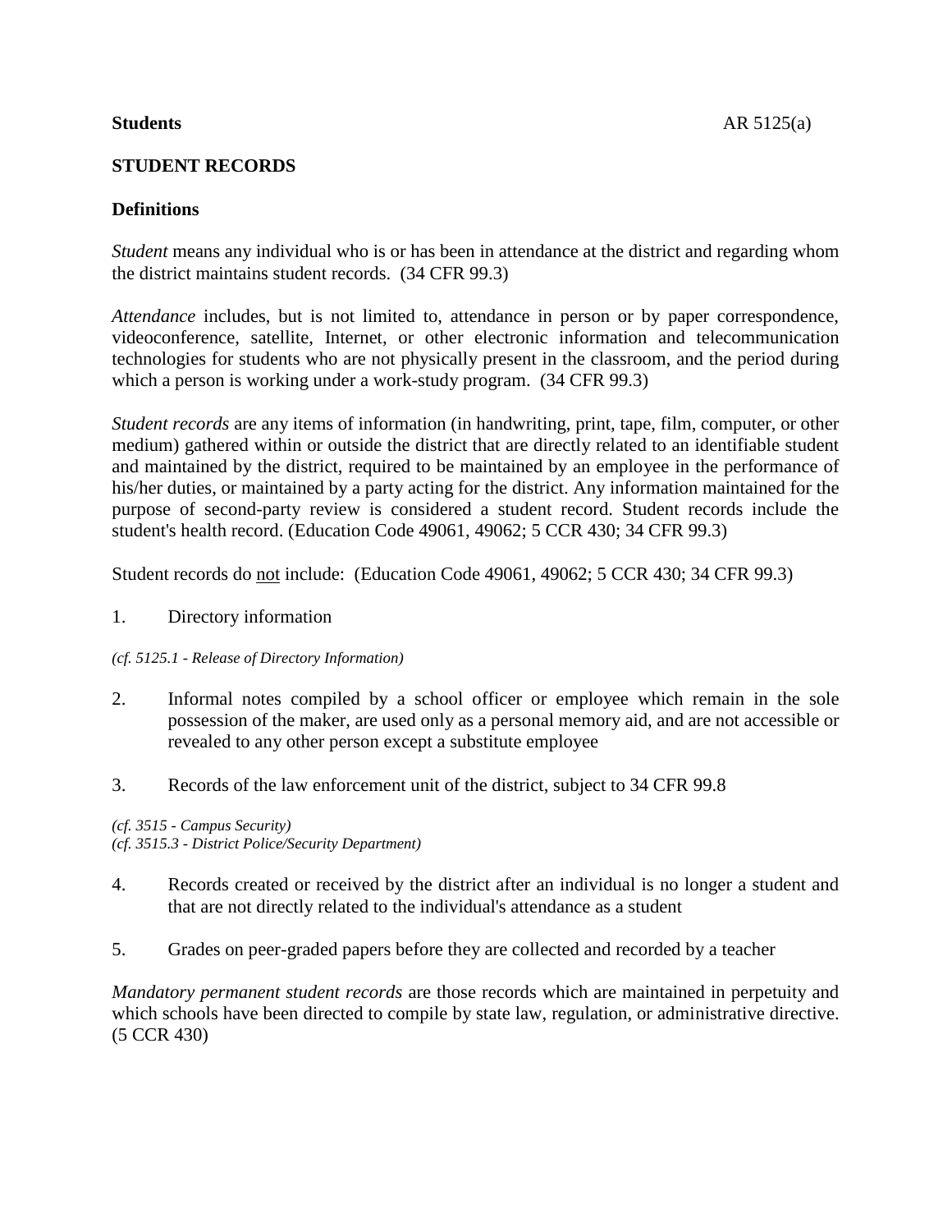**Students** AR 5125(a)

## STUDENT RECORDS

### Definitions

*Student* means any individual who is or has been in attendance at the district and regarding whom the district maintains student records. (34 CFR 99.3)

*Attendance* includes, but is not limited to, attendance in person or by paper correspondence, videoconference, satellite, Internet, or other electronic information and telecommunication technologies for students who are not physically present in the classroom, and the period during which a person is working under a work-study program. (34 CFR 99.3)

*Student records* are any items of information (in handwriting, print, tape, film, computer, or other medium) gathered within or outside the district that are directly related to an identifiable student and maintained by the district, required to be maintained by an employee in the performance of his/her duties, or maintained by a party acting for the district. Any information maintained for the purpose of second-party review is considered a student record. Student records include the student's health record. (Education Code 49061, 49062; 5 CCR 430; 34 CFR 99.3)

Student records do <u>not</u> include: (Education Code 49061, 49062; 5 CCR 430; 34 CFR 99.3)

1. Directory information

*(cf. 5125.1 - Release of Directory Information)*

2. Informal notes compiled by a school officer or employee which remain in the sole possession of the maker, are used only as a personal memory aid, and are not accessible or revealed to any other person except a substitute employee

3. Records of the law enforcement unit of the district, subject to 34 CFR 99.8

*(cf. 3515 - Campus Security)*
*(cf. 3515.3 - District Police/Security Department)*

4. Records created or received by the district after an individual is no longer a student and that are not directly related to the individual's attendance as a student

5. Grades on peer-graded papers before they are collected and recorded by a teacher

*Mandatory permanent student records* are those records which are maintained in perpetuity and which schools have been directed to compile by state law, regulation, or administrative directive. (5 CCR 430)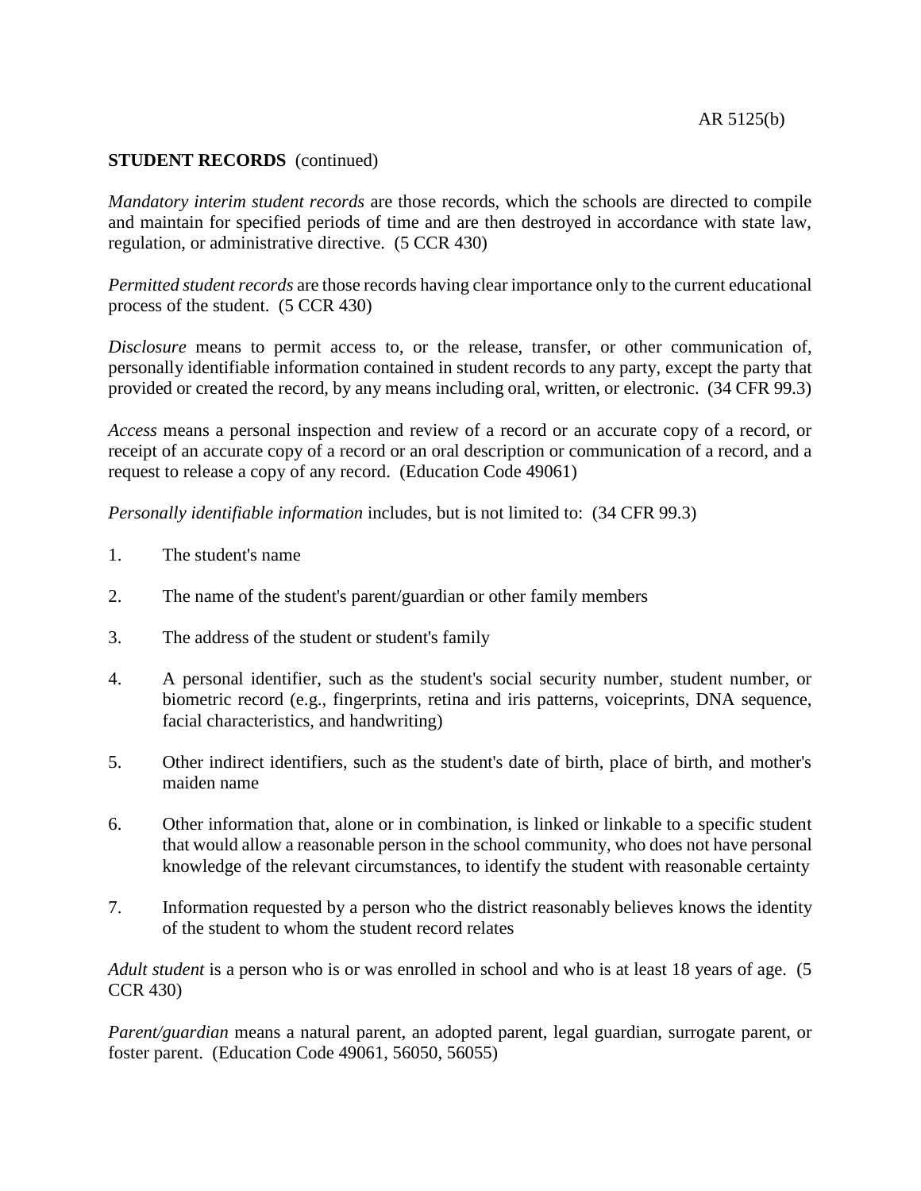**STUDENT RECORDS** (continued)

*Mandatory interim student records* are those records, which the schools are directed to compile and maintain for specified periods of time and are then destroyed in accordance with state law, regulation, or administrative directive. (5 CCR 430)

*Permitted student records* are those records having clear importance only to the current educational process of the student. (5 CCR 430)

*Disclosure* means to permit access to, or the release, transfer, or other communication of, personally identifiable information contained in student records to any party, except the party that provided or created the record, by any means including oral, written, or electronic. (34 CFR 99.3)

*Access* means a personal inspection and review of a record or an accurate copy of a record, or receipt of an accurate copy of a record or an oral description or communication of a record, and a request to release a copy of any record. (Education Code 49061)

*Personally identifiable information* includes, but is not limited to: (34 CFR 99.3)

1. The student's name
2. The name of the student's parent/guardian or other family members
3. The address of the student or student's family
4. A personal identifier, such as the student's social security number, student number, or biometric record (e.g., fingerprints, retina and iris patterns, voiceprints, DNA sequence, facial characteristics, and handwriting)
5. Other indirect identifiers, such as the student's date of birth, place of birth, and mother's maiden name
6. Other information that, alone or in combination, is linked or linkable to a specific student that would allow a reasonable person in the school community, who does not have personal knowledge of the relevant circumstances, to identify the student with reasonable certainty
7. Information requested by a person who the district reasonably believes knows the identity of the student to whom the student record relates

*Adult student* is a person who is or was enrolled in school and who is at least 18 years of age. (5 CCR 430)

*Parent/guardian* means a natural parent, an adopted parent, legal guardian, surrogate parent, or foster parent. (Education Code 49061, 56050, 56055)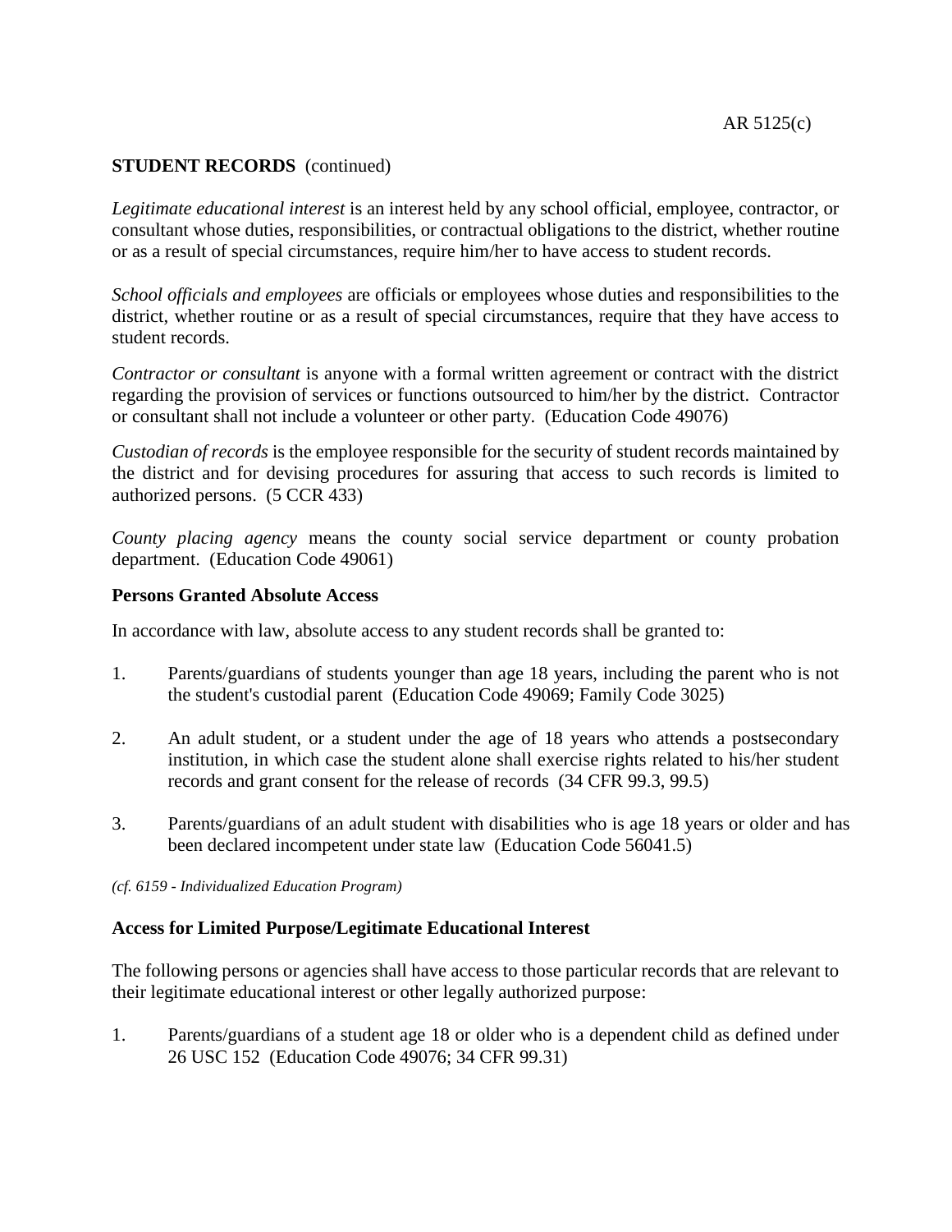**STUDENT RECORDS** (continued)

*Legitimate educational interest* is an interest held by any school official, employee, contractor, or consultant whose duties, responsibilities, or contractual obligations to the district, whether routine or as a result of special circumstances, require him/her to have access to student records.

*School officials and employees* are officials or employees whose duties and responsibilities to the district, whether routine or as a result of special circumstances, require that they have access to student records.

*Contractor or consultant* is anyone with a formal written agreement or contract with the district regarding the provision of services or functions outsourced to him/her by the district. Contractor or consultant shall not include a volunteer or other party. (Education Code 49076)

*Custodian of records* is the employee responsible for the security of student records maintained by the district and for devising procedures for assuring that access to such records is limited to authorized persons. (5 CCR 433)

*County placing agency* means the county social service department or county probation department. (Education Code 49061)

**Persons Granted Absolute Access**

In accordance with law, absolute access to any student records shall be granted to:

1. Parents/guardians of students younger than age 18 years, including the parent who is not the student's custodial parent (Education Code 49069; Family Code 3025)

2. An adult student, or a student under the age of 18 years who attends a postsecondary institution, in which case the student alone shall exercise rights related to his/her student records and grant consent for the release of records (34 CFR 99.3, 99.5)

3. Parents/guardians of an adult student with disabilities who is age 18 years or older and has been declared incompetent under state law (Education Code 56041.5)

*(cf. 6159 - Individualized Education Program)*

**Access for Limited Purpose/Legitimate Educational Interest**

The following persons or agencies shall have access to those particular records that are relevant to their legitimate educational interest or other legally authorized purpose:

1. Parents/guardians of a student age 18 or older who is a dependent child as defined under 26 USC 152 (Education Code 49076; 34 CFR 99.31)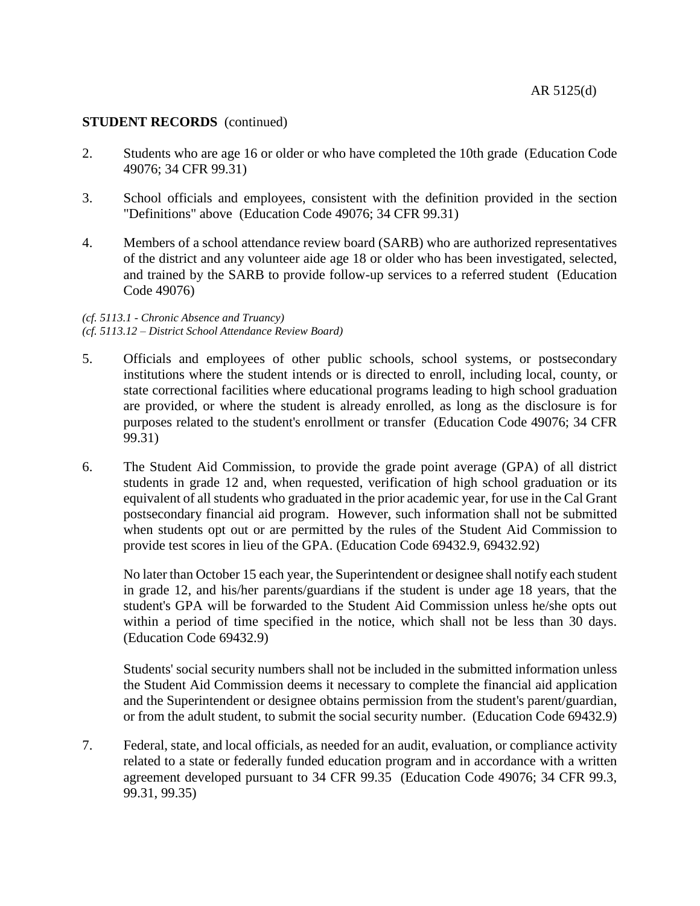**STUDENT RECORDS** (continued)

2. Students who are age 16 or older or who have completed the 10th grade (Education Code 49076; 34 CFR 99.31)

3. School officials and employees, consistent with the definition provided in the section "Definitions" above (Education Code 49076; 34 CFR 99.31)

4. Members of a school attendance review board (SARB) who are authorized representatives of the district and any volunteer aide age 18 or older who has been investigated, selected, and trained by the SARB to provide follow-up services to a referred student (Education Code 49076)

*(cf. 5113.1 - Chronic Absence and Truancy)*
*(cf. 5113.12 – District School Attendance Review Board)*

5. Officials and employees of other public schools, school systems, or postsecondary institutions where the student intends or is directed to enroll, including local, county, or state correctional facilities where educational programs leading to high school graduation are provided, or where the student is already enrolled, as long as the disclosure is for purposes related to the student's enrollment or transfer (Education Code 49076; 34 CFR 99.31)

6. The Student Aid Commission, to provide the grade point average (GPA) of all district students in grade 12 and, when requested, verification of high school graduation or its equivalent of all students who graduated in the prior academic year, for use in the Cal Grant postsecondary financial aid program. However, such information shall not be submitted when students opt out or are permitted by the rules of the Student Aid Commission to provide test scores in lieu of the GPA. (Education Code 69432.9, 69432.92)

   No later than October 15 each year, the Superintendent or designee shall notify each student in grade 12, and his/her parents/guardians if the student is under age 18 years, that the student's GPA will be forwarded to the Student Aid Commission unless he/she opts out within a period of time specified in the notice, which shall not be less than 30 days. (Education Code 69432.9)

   Students' social security numbers shall not be included in the submitted information unless the Student Aid Commission deems it necessary to complete the financial aid application and the Superintendent or designee obtains permission from the student's parent/guardian, or from the adult student, to submit the social security number. (Education Code 69432.9)

7. Federal, state, and local officials, as needed for an audit, evaluation, or compliance activity related to a state or federally funded education program and in accordance with a written agreement developed pursuant to 34 CFR 99.35 (Education Code 49076; 34 CFR 99.3, 99.31, 99.35)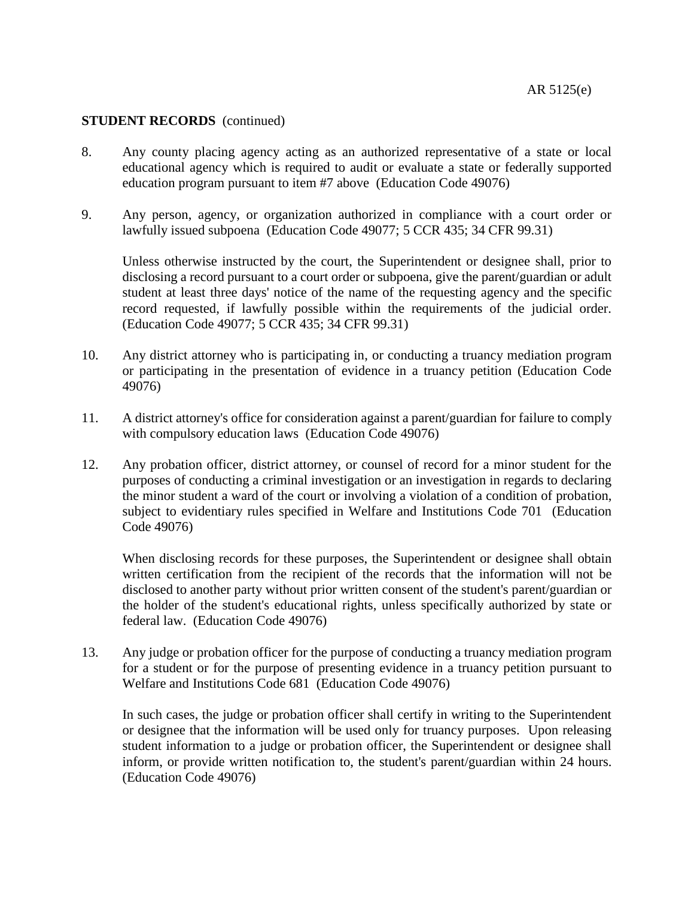**STUDENT RECORDS** (continued)

8. Any county placing agency acting as an authorized representative of a state or local educational agency which is required to audit or evaluate a state or federally supported education program pursuant to item #7 above (Education Code 49076)

9. Any person, agency, or organization authorized in compliance with a court order or lawfully issued subpoena (Education Code 49077; 5 CCR 435; 34 CFR 99.31)

   Unless otherwise instructed by the court, the Superintendent or designee shall, prior to disclosing a record pursuant to a court order or subpoena, give the parent/guardian or adult student at least three days' notice of the name of the requesting agency and the specific record requested, if lawfully possible within the requirements of the judicial order. (Education Code 49077; 5 CCR 435; 34 CFR 99.31)

10. Any district attorney who is participating in, or conducting a truancy mediation program or participating in the presentation of evidence in a truancy petition (Education Code 49076)

11. A district attorney's office for consideration against a parent/guardian for failure to comply with compulsory education laws (Education Code 49076)

12. Any probation officer, district attorney, or counsel of record for a minor student for the purposes of conducting a criminal investigation or an investigation in regards to declaring the minor student a ward of the court or involving a violation of a condition of probation, subject to evidentiary rules specified in Welfare and Institutions Code 701 (Education Code 49076)

    When disclosing records for these purposes, the Superintendent or designee shall obtain written certification from the recipient of the records that the information will not be disclosed to another party without prior written consent of the student's parent/guardian or the holder of the student's educational rights, unless specifically authorized by state or federal law. (Education Code 49076)

13. Any judge or probation officer for the purpose of conducting a truancy mediation program for a student or for the purpose of presenting evidence in a truancy petition pursuant to Welfare and Institutions Code 681 (Education Code 49076)

    In such cases, the judge or probation officer shall certify in writing to the Superintendent or designee that the information will be used only for truancy purposes. Upon releasing student information to a judge or probation officer, the Superintendent or designee shall inform, or provide written notification to, the student's parent/guardian within 24 hours. (Education Code 49076)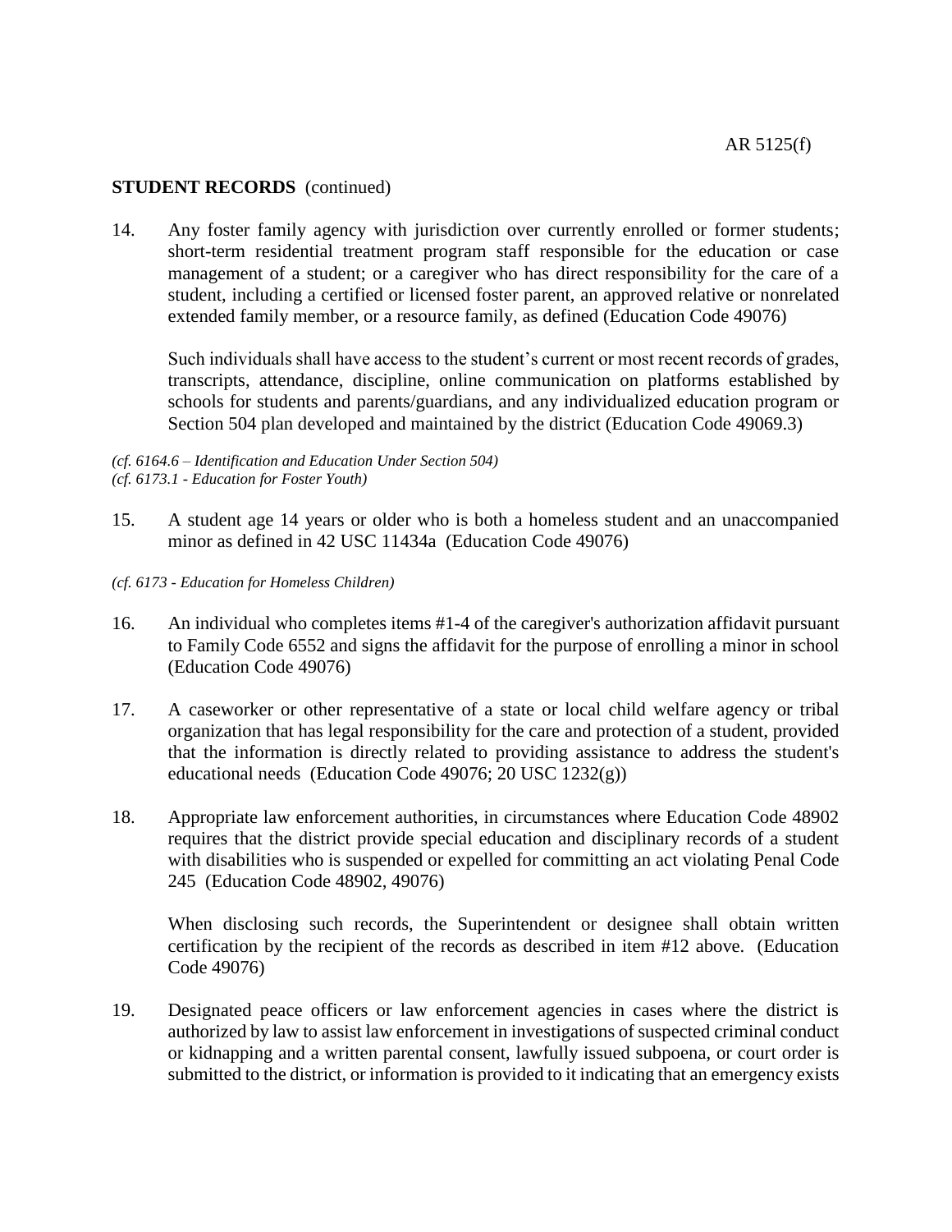**STUDENT RECORDS** (continued)

14. Any foster family agency with jurisdiction over currently enrolled or former students; short-term residential treatment program staff responsible for the education or case management of a student; or a caregiver who has direct responsibility for the care of a student, including a certified or licensed foster parent, an approved relative or nonrelated extended family member, or a resource family, as defined (Education Code 49076)

    Such individuals shall have access to the student's current or most recent records of grades, transcripts, attendance, discipline, online communication on platforms established by schools for students and parents/guardians, and any individualized education program or Section 504 plan developed and maintained by the district (Education Code 49069.3)

*(cf. 6164.6 – Identification and Education Under Section 504)*
*(cf. 6173.1 - Education for Foster Youth)*

15. A student age 14 years or older who is both a homeless student and an unaccompanied minor as defined in 42 USC 11434a (Education Code 49076)

*(cf. 6173 - Education for Homeless Children)*

16. An individual who completes items #1-4 of the caregiver's authorization affidavit pursuant to Family Code 6552 and signs the affidavit for the purpose of enrolling a minor in school (Education Code 49076)

17. A caseworker or other representative of a state or local child welfare agency or tribal organization that has legal responsibility for the care and protection of a student, provided that the information is directly related to providing assistance to address the student's educational needs (Education Code 49076; 20 USC 1232(g))

18. Appropriate law enforcement authorities, in circumstances where Education Code 48902 requires that the district provide special education and disciplinary records of a student with disabilities who is suspended or expelled for committing an act violating Penal Code 245 (Education Code 48902, 49076)

    When disclosing such records, the Superintendent or designee shall obtain written certification by the recipient of the records as described in item #12 above. (Education Code 49076)

19. Designated peace officers or law enforcement agencies in cases where the district is authorized by law to assist law enforcement in investigations of suspected criminal conduct or kidnapping and a written parental consent, lawfully issued subpoena, or court order is submitted to the district, or information is provided to it indicating that an emergency exists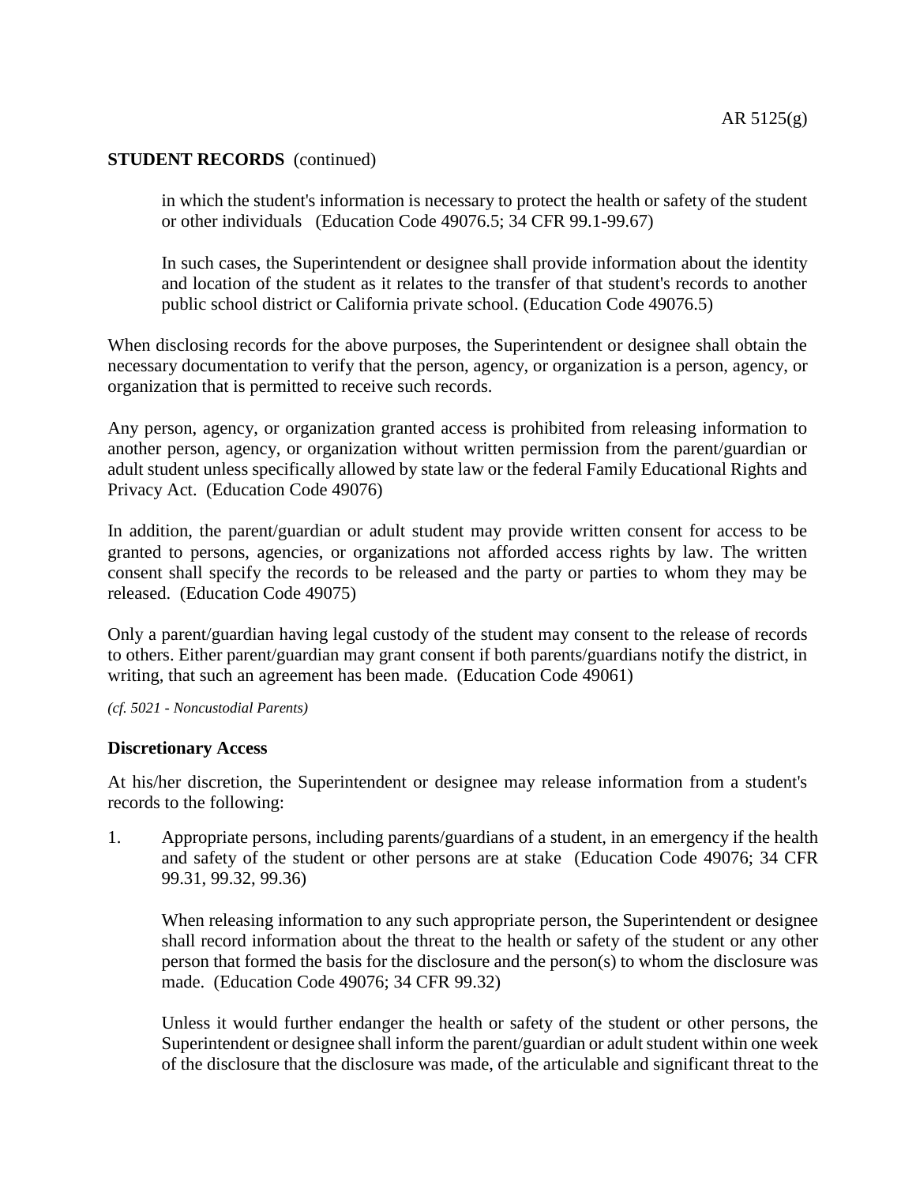in which the student's information is necessary to protect the health or safety of the student or other individuals (Education Code 49076.5; 34 CFR 99.1-99.67)

In such cases, the Superintendent or designee shall provide information about the identity and location of the student as it relates to the transfer of that student's records to another public school district or California private school. (Education Code 49076.5)

When disclosing records for the above purposes, the Superintendent or designee shall obtain the necessary documentation to verify that the person, agency, or organization is a person, agency, or organization that is permitted to receive such records.

Any person, agency, or organization granted access is prohibited from releasing information to another person, agency, or organization without written permission from the parent/guardian or adult student unless specifically allowed by state law or the federal Family Educational Rights and Privacy Act. (Education Code 49076)

In addition, the parent/guardian or adult student may provide written consent for access to be granted to persons, agencies, or organizations not afforded access rights by law. The written consent shall specify the records to be released and the party or parties to whom they may be released. (Education Code 49075)

Only a parent/guardian having legal custody of the student may consent to the release of records to others. Either parent/guardian may grant consent if both parents/guardians notify the district, in writing, that such an agreement has been made. (Education Code 49061)

*(cf. 5021 - Noncustodial Parents)*

**Discretionary Access**

At his/her discretion, the Superintendent or designee may release information from a student's records to the following:

1. Appropriate persons, including parents/guardians of a student, in an emergency if the health and safety of the student or other persons are at stake (Education Code 49076; 34 CFR 99.31, 99.32, 99.36)

   When releasing information to any such appropriate person, the Superintendent or designee shall record information about the threat to the health or safety of the student or any other person that formed the basis for the disclosure and the person(s) to whom the disclosure was made. (Education Code 49076; 34 CFR 99.32)

   Unless it would further endanger the health or safety of the student or other persons, the Superintendent or designee shall inform the parent/guardian or adult student within one week of the disclosure that the disclosure was made, of the articulable and significant threat to the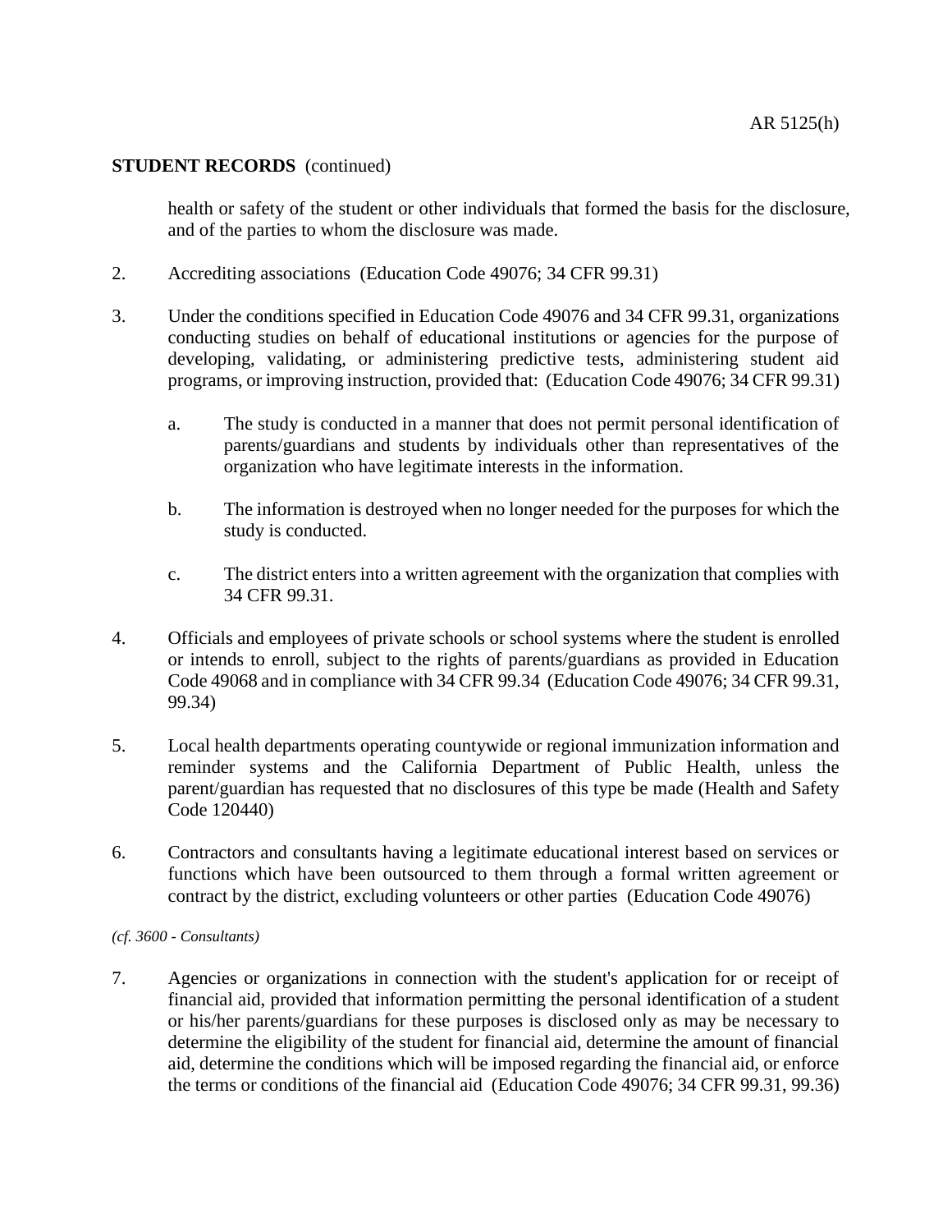**STUDENT RECORDS** (continued)

health or safety of the student or other individuals that formed the basis for the disclosure, and of the parties to whom the disclosure was made.

2. Accrediting associations (Education Code 49076; 34 CFR 99.31)

3. Under the conditions specified in Education Code 49076 and 34 CFR 99.31, organizations conducting studies on behalf of educational institutions or agencies for the purpose of developing, validating, or administering predictive tests, administering student aid programs, or improving instruction, provided that: (Education Code 49076; 34 CFR 99.31)

   a. The study is conducted in a manner that does not permit personal identification of parents/guardians and students by individuals other than representatives of the organization who have legitimate interests in the information.

   b. The information is destroyed when no longer needed for the purposes for which the study is conducted.

   c. The district enters into a written agreement with the organization that complies with 34 CFR 99.31.

4. Officials and employees of private schools or school systems where the student is enrolled or intends to enroll, subject to the rights of parents/guardians as provided in Education Code 49068 and in compliance with 34 CFR 99.34 (Education Code 49076; 34 CFR 99.31, 99.34)

5. Local health departments operating countywide or regional immunization information and reminder systems and the California Department of Public Health, unless the parent/guardian has requested that no disclosures of this type be made (Health and Safety Code 120440)

6. Contractors and consultants having a legitimate educational interest based on services or functions which have been outsourced to them through a formal written agreement or contract by the district, excluding volunteers or other parties (Education Code 49076)

*(cf. 3600 - Consultants)*

7. Agencies or organizations in connection with the student's application for or receipt of financial aid, provided that information permitting the personal identification of a student or his/her parents/guardians for these purposes is disclosed only as may be necessary to determine the eligibility of the student for financial aid, determine the amount of financial aid, determine the conditions which will be imposed regarding the financial aid, or enforce the terms or conditions of the financial aid (Education Code 49076; 34 CFR 99.31, 99.36)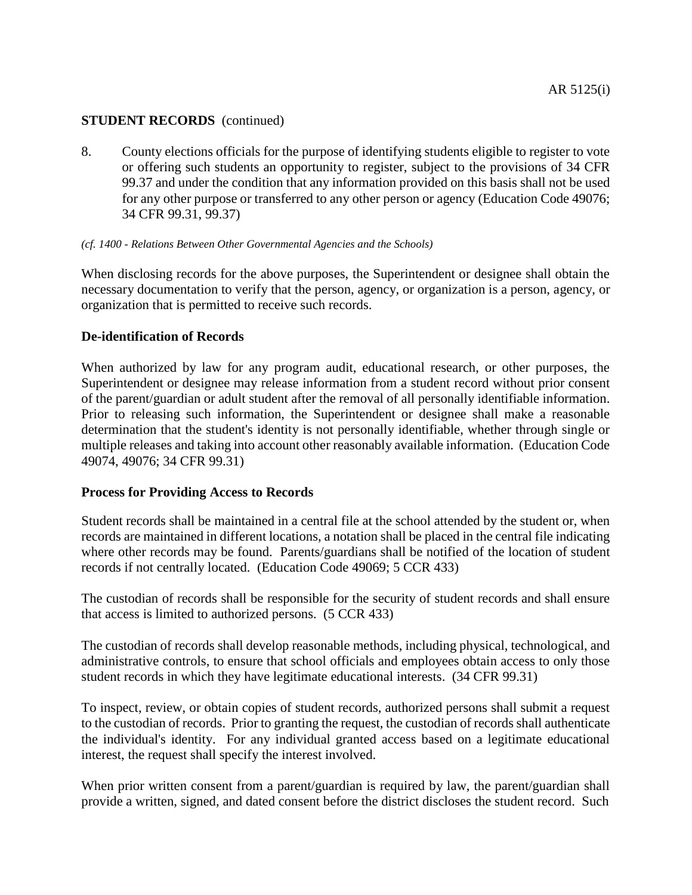**STUDENT RECORDS** (continued)

8. County elections officials for the purpose of identifying students eligible to register to vote or offering such students an opportunity to register, subject to the provisions of 34 CFR 99.37 and under the condition that any information provided on this basis shall not be used for any other purpose or transferred to any other person or agency (Education Code 49076; 34 CFR 99.31, 99.37)

*(cf. 1400 - Relations Between Other Governmental Agencies and the Schools)*

When disclosing records for the above purposes, the Superintendent or designee shall obtain the necessary documentation to verify that the person, agency, or organization is a person, agency, or organization that is permitted to receive such records.

**De-identification of Records**

When authorized by law for any program audit, educational research, or other purposes, the Superintendent or designee may release information from a student record without prior consent of the parent/guardian or adult student after the removal of all personally identifiable information. Prior to releasing such information, the Superintendent or designee shall make a reasonable determination that the student's identity is not personally identifiable, whether through single or multiple releases and taking into account other reasonably available information. (Education Code 49074, 49076; 34 CFR 99.31)

**Process for Providing Access to Records**

Student records shall be maintained in a central file at the school attended by the student or, when records are maintained in different locations, a notation shall be placed in the central file indicating where other records may be found. Parents/guardians shall be notified of the location of student records if not centrally located. (Education Code 49069; 5 CCR 433)

The custodian of records shall be responsible for the security of student records and shall ensure that access is limited to authorized persons. (5 CCR 433)

The custodian of records shall develop reasonable methods, including physical, technological, and administrative controls, to ensure that school officials and employees obtain access to only those student records in which they have legitimate educational interests. (34 CFR 99.31)

To inspect, review, or obtain copies of student records, authorized persons shall submit a request to the custodian of records. Prior to granting the request, the custodian of records shall authenticate the individual's identity. For any individual granted access based on a legitimate educational interest, the request shall specify the interest involved.

When prior written consent from a parent/guardian is required by law, the parent/guardian shall provide a written, signed, and dated consent before the district discloses the student record. Such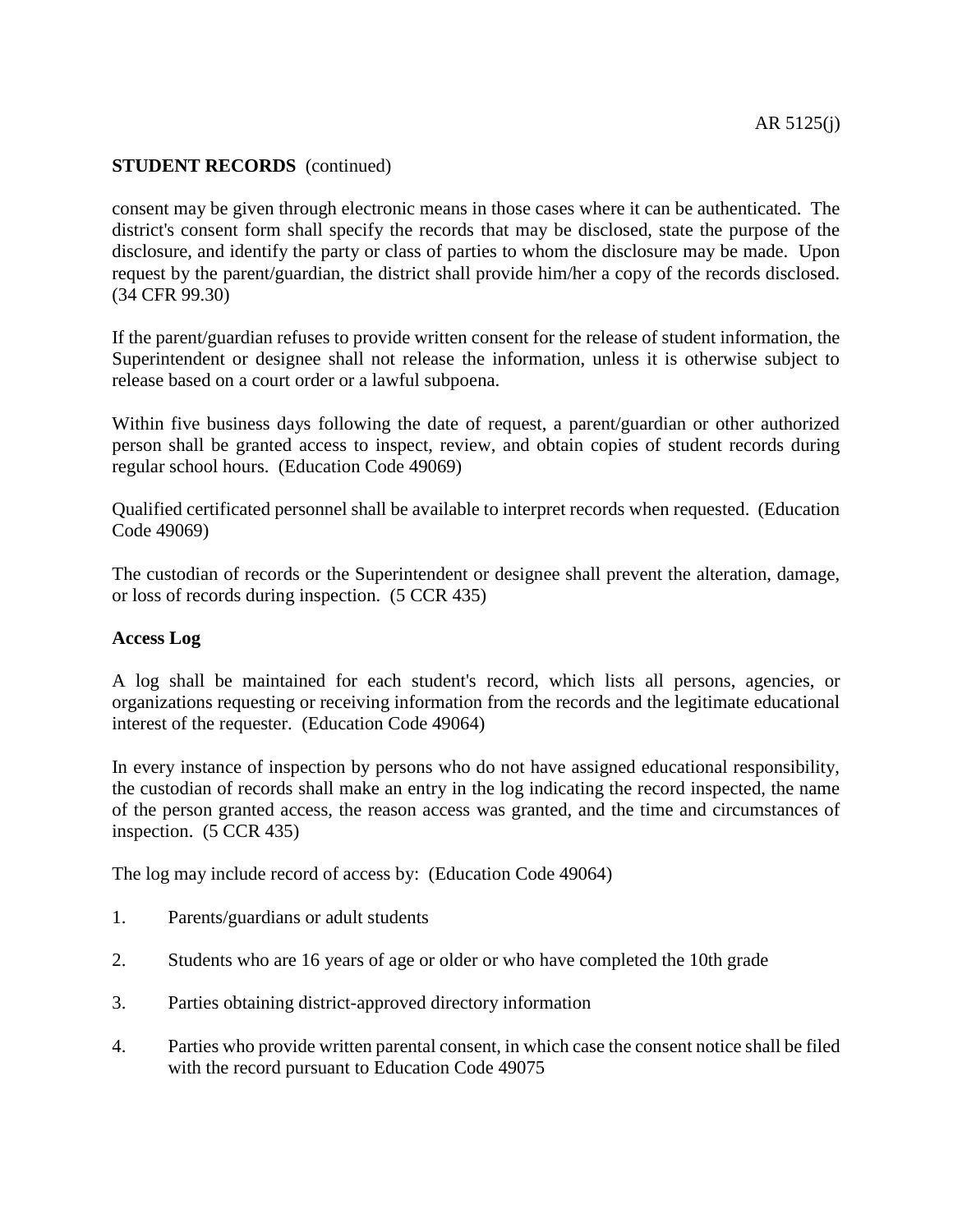consent may be given through electronic means in those cases where it can be authenticated. The district's consent form shall specify the records that may be disclosed, state the purpose of the disclosure, and identify the party or class of parties to whom the disclosure may be made. Upon request by the parent/guardian, the district shall provide him/her a copy of the records disclosed. (34 CFR 99.30)

If the parent/guardian refuses to provide written consent for the release of student information, the Superintendent or designee shall not release the information, unless it is otherwise subject to release based on a court order or a lawful subpoena.

Within five business days following the date of request, a parent/guardian or other authorized person shall be granted access to inspect, review, and obtain copies of student records during regular school hours. (Education Code 49069)

Qualified certificated personnel shall be available to interpret records when requested. (Education Code 49069)

The custodian of records or the Superintendent or designee shall prevent the alteration, damage, or loss of records during inspection. (5 CCR 435)

**Access Log**

A log shall be maintained for each student's record, which lists all persons, agencies, or organizations requesting or receiving information from the records and the legitimate educational interest of the requester. (Education Code 49064)

In every instance of inspection by persons who do not have assigned educational responsibility, the custodian of records shall make an entry in the log indicating the record inspected, the name of the person granted access, the reason access was granted, and the time and circumstances of inspection. (5 CCR 435)

The log may include record of access by: (Education Code 49064)

1. Parents/guardians or adult students
2. Students who are 16 years of age or older or who have completed the 10th grade
3. Parties obtaining district-approved directory information
4. Parties who provide written parental consent, in which case the consent notice shall be filed with the record pursuant to Education Code 49075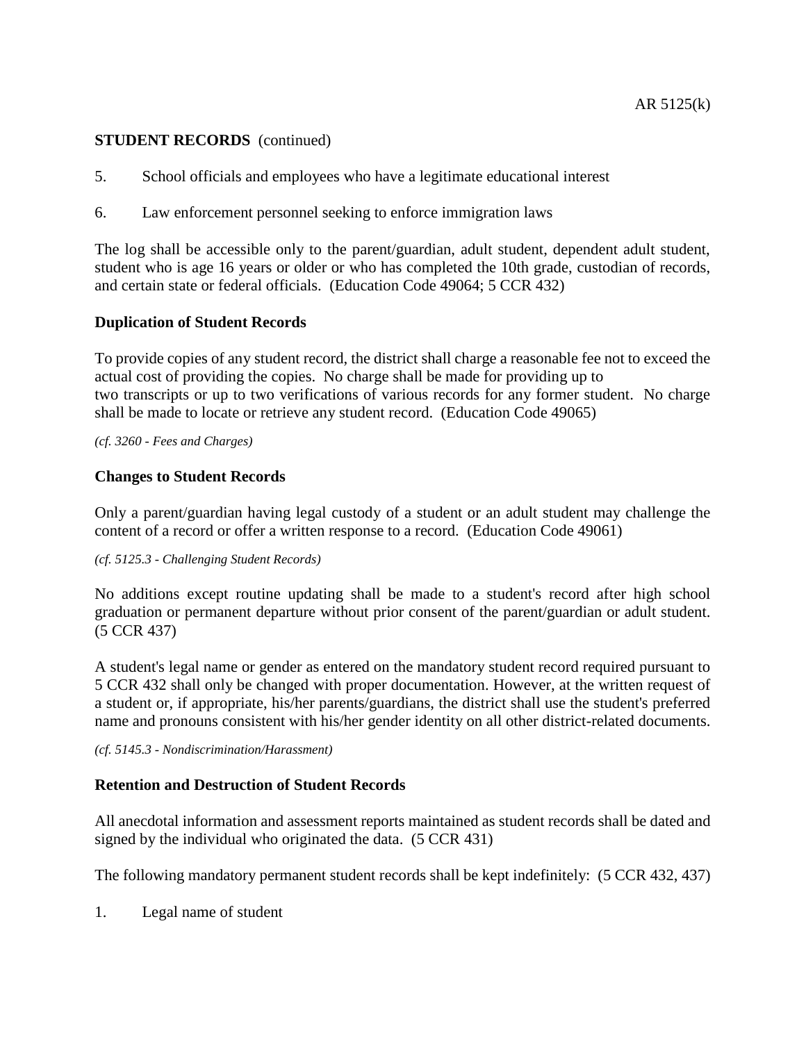**STUDENT RECORDS** (continued)

5. School officials and employees who have a legitimate educational interest

6. Law enforcement personnel seeking to enforce immigration laws

The log shall be accessible only to the parent/guardian, adult student, dependent adult student, student who is age 16 years or older or who has completed the 10th grade, custodian of records, and certain state or federal officials. (Education Code 49064; 5 CCR 432)

## Duplication of Student Records

To provide copies of any student record, the district shall charge a reasonable fee not to exceed the actual cost of providing the copies. No charge shall be made for providing up to two transcripts or up to two verifications of various records for any former student. No charge shall be made to locate or retrieve any student record. (Education Code 49065)

*(cf. 3260 - Fees and Charges)*

## Changes to Student Records

Only a parent/guardian having legal custody of a student or an adult student may challenge the content of a record or offer a written response to a record. (Education Code 49061)

*(cf. 5125.3 - Challenging Student Records)*

No additions except routine updating shall be made to a student's record after high school graduation or permanent departure without prior consent of the parent/guardian or adult student. (5 CCR 437)

A student's legal name or gender as entered on the mandatory student record required pursuant to 5 CCR 432 shall only be changed with proper documentation. However, at the written request of a student or, if appropriate, his/her parents/guardians, the district shall use the student's preferred name and pronouns consistent with his/her gender identity on all other district-related documents.

*(cf. 5145.3 - Nondiscrimination/Harassment)*

## Retention and Destruction of Student Records

All anecdotal information and assessment reports maintained as student records shall be dated and signed by the individual who originated the data. (5 CCR 431)

The following mandatory permanent student records shall be kept indefinitely: (5 CCR 432, 437)

1. Legal name of student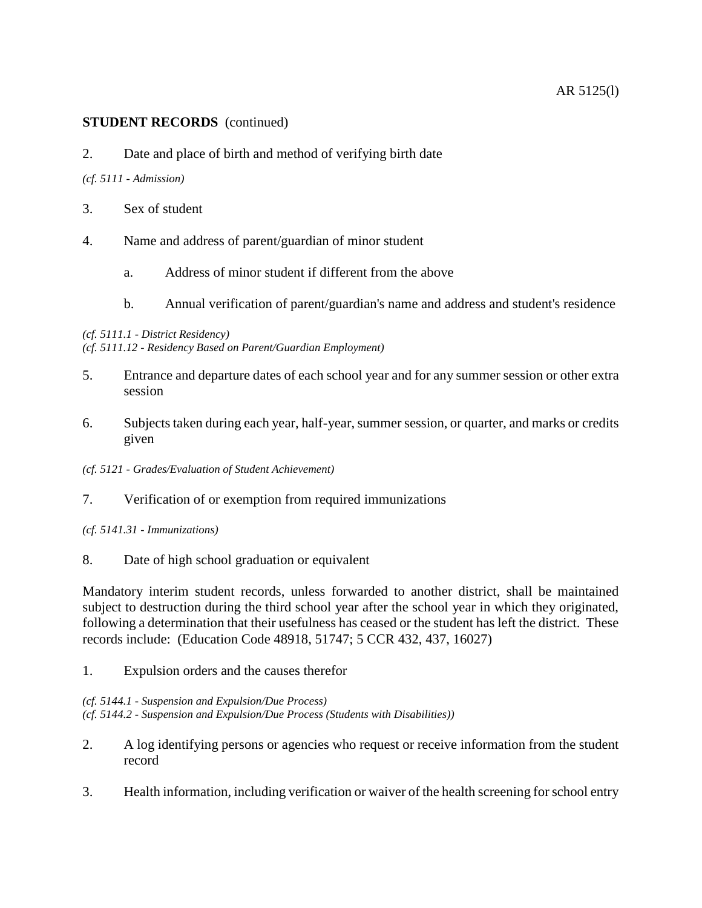**STUDENT RECORDS** (continued)

2. Date and place of birth and method of verifying birth date

*(cf. 5111 - Admission)*

3. Sex of student

4. Name and address of parent/guardian of minor student

   a. Address of minor student if different from the above

   b. Annual verification of parent/guardian's name and address and student's residence

*(cf. 5111.1 - District Residency)*
*(cf. 5111.12 - Residency Based on Parent/Guardian Employment)*

5. Entrance and departure dates of each school year and for any summer session or other extra session

6. Subjects taken during each year, half-year, summer session, or quarter, and marks or credits given

*(cf. 5121 - Grades/Evaluation of Student Achievement)*

7. Verification of or exemption from required immunizations

*(cf. 5141.31 - Immunizations)*

8. Date of high school graduation or equivalent

Mandatory interim student records, unless forwarded to another district, shall be maintained subject to destruction during the third school year after the school year in which they originated, following a determination that their usefulness has ceased or the student has left the district. These records include: (Education Code 48918, 51747; 5 CCR 432, 437, 16027)

1. Expulsion orders and the causes therefor

*(cf. 5144.1 - Suspension and Expulsion/Due Process)*
*(cf. 5144.2 - Suspension and Expulsion/Due Process (Students with Disabilities))*

2. A log identifying persons or agencies who request or receive information from the student record

3. Health information, including verification or waiver of the health screening for school entry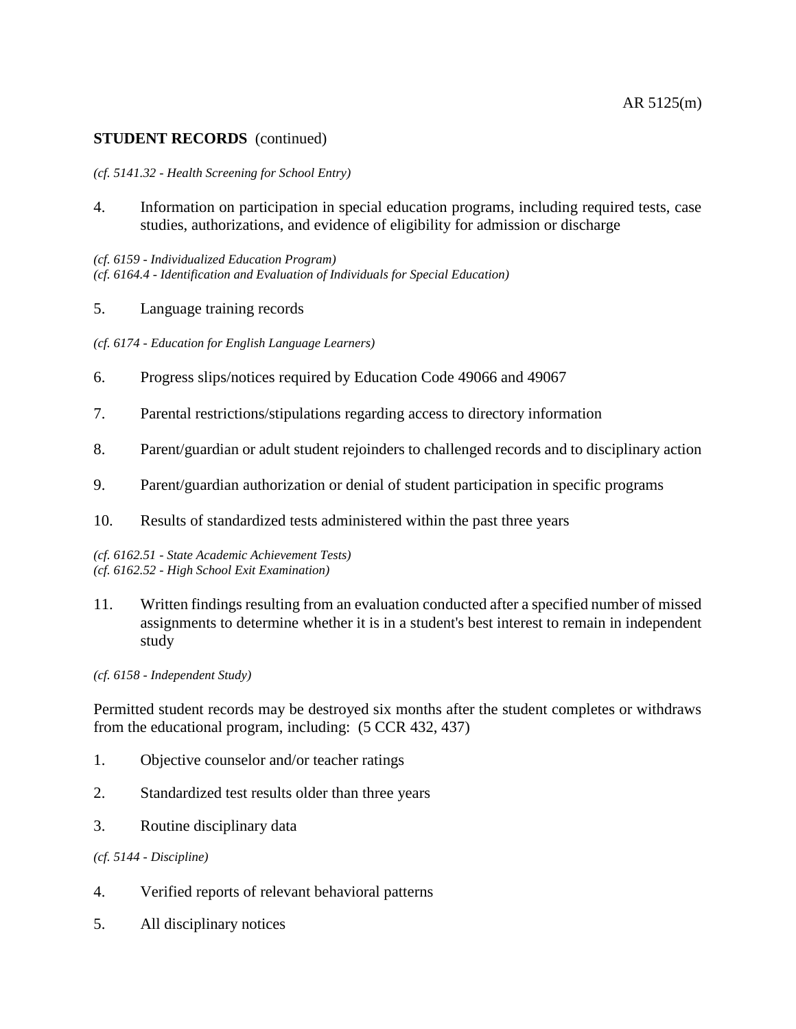**STUDENT RECORDS** (continued)

*(cf. 5141.32 - Health Screening for School Entry)*

4. Information on participation in special education programs, including required tests, case studies, authorizations, and evidence of eligibility for admission or discharge

*(cf. 6159 - Individualized Education Program)*
*(cf. 6164.4 - Identification and Evaluation of Individuals for Special Education)*

5. Language training records

*(cf. 6174 - Education for English Language Learners)*

6. Progress slips/notices required by Education Code 49066 and 49067

7. Parental restrictions/stipulations regarding access to directory information

8. Parent/guardian or adult student rejoinders to challenged records and to disciplinary action

9. Parent/guardian authorization or denial of student participation in specific programs

10. Results of standardized tests administered within the past three years

*(cf. 6162.51 - State Academic Achievement Tests)*
*(cf. 6162.52 - High School Exit Examination)*

11. Written findings resulting from an evaluation conducted after a specified number of missed assignments to determine whether it is in a student's best interest to remain in independent study

*(cf. 6158 - Independent Study)*

Permitted student records may be destroyed six months after the student completes or withdraws from the educational program, including: (5 CCR 432, 437)

1. Objective counselor and/or teacher ratings

2. Standardized test results older than three years

3. Routine disciplinary data

*(cf. 5144 - Discipline)*

4. Verified reports of relevant behavioral patterns

5. All disciplinary notices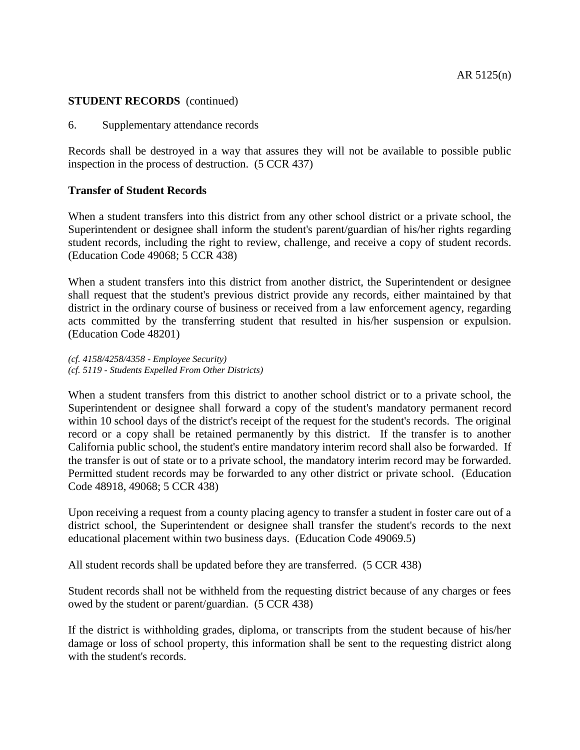**STUDENT RECORDS** (continued)

6. Supplementary attendance records

Records shall be destroyed in a way that assures they will not be available to possible public inspection in the process of destruction. (5 CCR 437)

**Transfer of Student Records**

When a student transfers into this district from any other school district or a private school, the Superintendent or designee shall inform the student's parent/guardian of his/her rights regarding student records, including the right to review, challenge, and receive a copy of student records. (Education Code 49068; 5 CCR 438)

When a student transfers into this district from another district, the Superintendent or designee shall request that the student's previous district provide any records, either maintained by that district in the ordinary course of business or received from a law enforcement agency, regarding acts committed by the transferring student that resulted in his/her suspension or expulsion. (Education Code 48201)

*(cf. 4158/4258/4358 - Employee Security)*
*(cf. 5119 - Students Expelled From Other Districts)*

When a student transfers from this district to another school district or to a private school, the Superintendent or designee shall forward a copy of the student's mandatory permanent record within 10 school days of the district's receipt of the request for the student's records. The original record or a copy shall be retained permanently by this district. If the transfer is to another California public school, the student's entire mandatory interim record shall also be forwarded. If the transfer is out of state or to a private school, the mandatory interim record may be forwarded. Permitted student records may be forwarded to any other district or private school. (Education Code 48918, 49068; 5 CCR 438)

Upon receiving a request from a county placing agency to transfer a student in foster care out of a district school, the Superintendent or designee shall transfer the student's records to the next educational placement within two business days. (Education Code 49069.5)

All student records shall be updated before they are transferred. (5 CCR 438)

Student records shall not be withheld from the requesting district because of any charges or fees owed by the student or parent/guardian. (5 CCR 438)

If the district is withholding grades, diploma, or transcripts from the student because of his/her damage or loss of school property, this information shall be sent to the requesting district along with the student's records.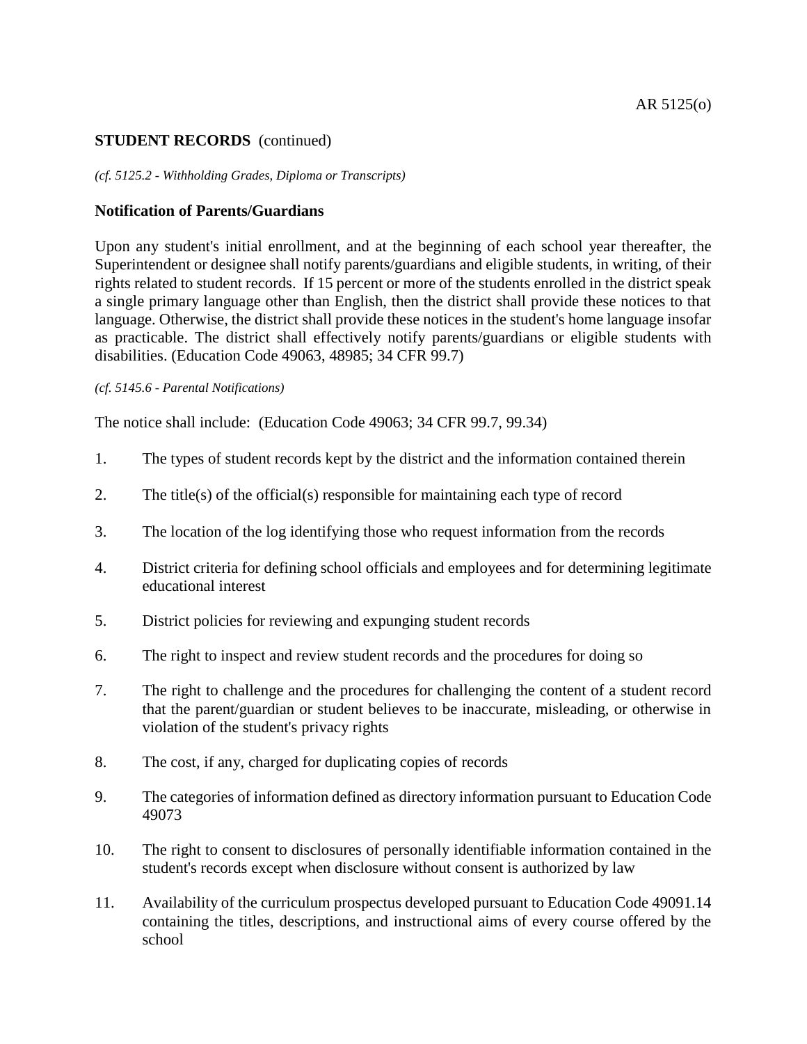**STUDENT RECORDS** (continued)

*(cf. 5125.2 - Withholding Grades, Diploma or Transcripts)*

**Notification of Parents/Guardians**

Upon any student's initial enrollment, and at the beginning of each school year thereafter, the Superintendent or designee shall notify parents/guardians and eligible students, in writing, of their rights related to student records. If 15 percent or more of the students enrolled in the district speak a single primary language other than English, then the district shall provide these notices to that language. Otherwise, the district shall provide these notices in the student's home language insofar as practicable. The district shall effectively notify parents/guardians or eligible students with disabilities. (Education Code 49063, 48985; 34 CFR 99.7)

*(cf. 5145.6 - Parental Notifications)*

The notice shall include: (Education Code 49063; 34 CFR 99.7, 99.34)

1. The types of student records kept by the district and the information contained therein

2. The title(s) of the official(s) responsible for maintaining each type of record

3. The location of the log identifying those who request information from the records

4. District criteria for defining school officials and employees and for determining legitimate educational interest

5. District policies for reviewing and expunging student records

6. The right to inspect and review student records and the procedures for doing so

7. The right to challenge and the procedures for challenging the content of a student record that the parent/guardian or student believes to be inaccurate, misleading, or otherwise in violation of the student's privacy rights

8. The cost, if any, charged for duplicating copies of records

9. The categories of information defined as directory information pursuant to Education Code 49073

10. The right to consent to disclosures of personally identifiable information contained in the student's records except when disclosure without consent is authorized by law

11. Availability of the curriculum prospectus developed pursuant to Education Code 49091.14 containing the titles, descriptions, and instructional aims of every course offered by the school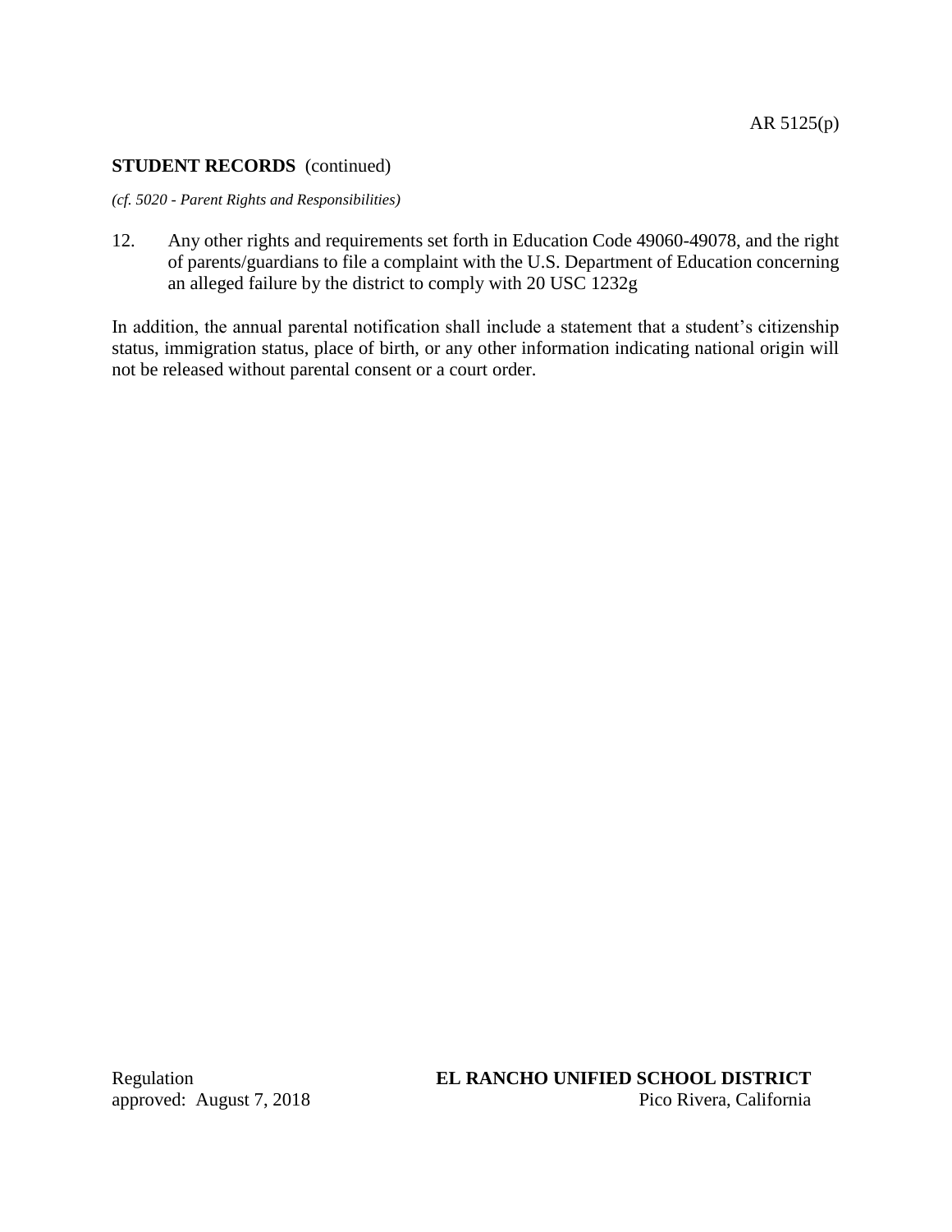**STUDENT RECORDS** (continued)

*(cf. 5020 - Parent Rights and Responsibilities)*

12. Any other rights and requirements set forth in Education Code 49060-49078, and the right of parents/guardians to file a complaint with the U.S. Department of Education concerning an alleged failure by the district to comply with 20 USC 1232g

In addition, the annual parental notification shall include a statement that a student's citizenship status, immigration status, place of birth, or any other information indicating national origin will not be released without parental consent or a court order.

Regulation
approved: August 7, 2018

**EL RANCHO UNIFIED SCHOOL DISTRICT**
Pico Rivera, California